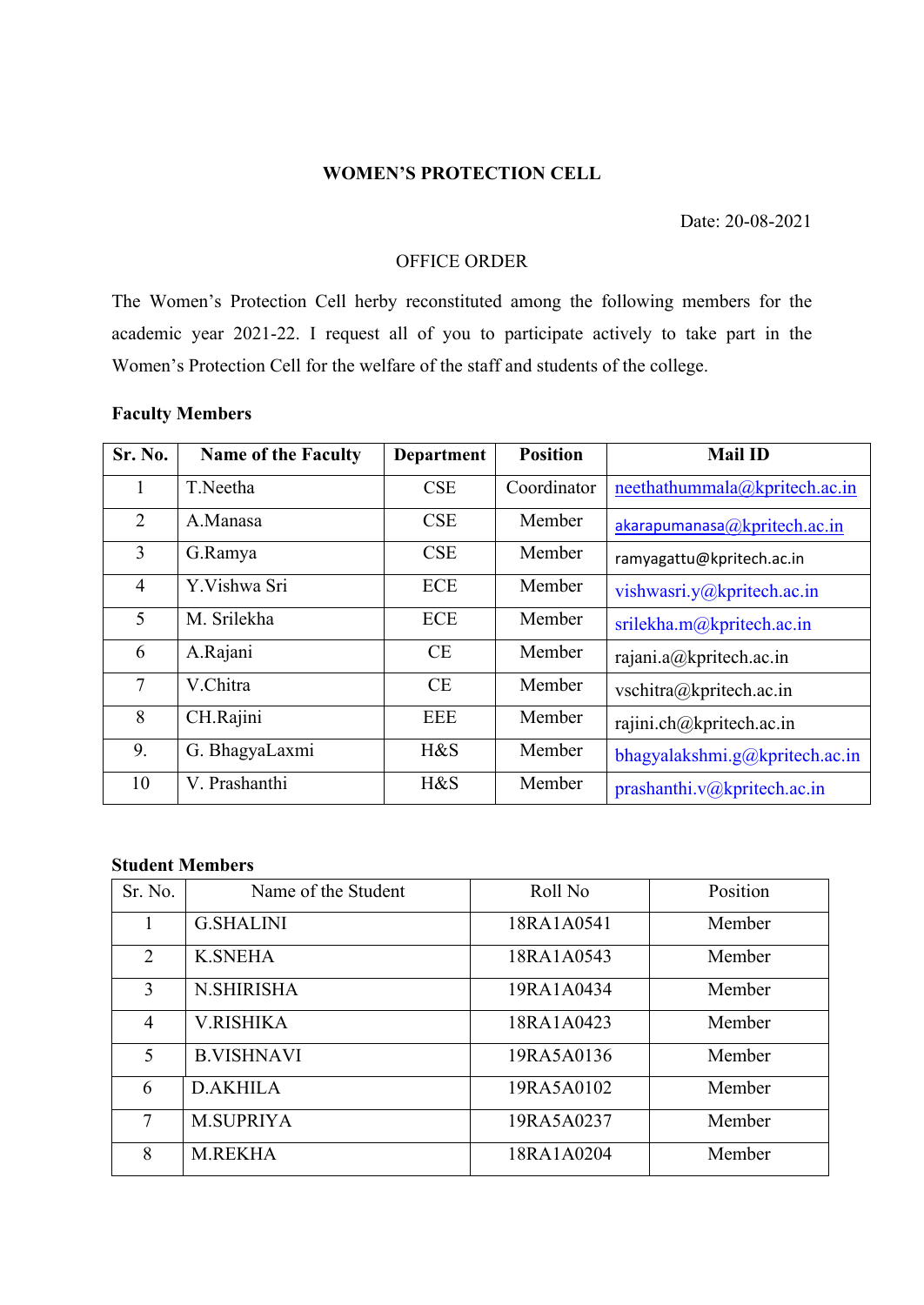# WOMEN'S PROTECTION CELL

Date: 20-08-2021

OFFICE ORDER

The Women's Protection Cell herby reconstituted among the following members for the academic year 2021-22. I request all of you to participate actively to take part in the Women's Protection Cell for the welfare of the staff and students of the college.

**Faculty Members**

| Sr. No. | Name of the Faculty | Department | Position | Mail ID |
|---|---|---|---|---|
| 1 | T.Neetha | CSE | Coordinator | neethathummala@kpritech.ac.in |
| 2 | A.Manasa | CSE | Member | akarapumanasa@kpritech.ac.in |
| 3 | G.Ramya | CSE | Member | ramyagattu@kpritech.ac.in |
| 4 | Y.Vishwa Sri | ECE | Member | vishwasri.y@kpritech.ac.in |
| 5 | M. Srilekha | ECE | Member | srilekha.m@kpritech.ac.in |
| 6 | A.Rajani | CE | Member | rajani.a@kpritech.ac.in |
| 7 | V.Chitra | CE | Member | vschitra@kpritech.ac.in |
| 8 | CH.Rajini | EEE | Member | rajini.ch@kpritech.ac.in |
| 9. | G. BhagyaLaxmi | H&S | Member | bhagyalakshmi.g@kpritech.ac.in |
| 10 | V. Prashanthi | H&S | Member | prashanthi.v@kpritech.ac.in |

**Student Members**

| Sr. No. | Name of the Student | Roll No | Position |
|---|---|---|---|
| 1 | G.SHALINI | 18RA1A0541 | Member |
| 2 | K.SNEHA | 18RA1A0543 | Member |
| 3 | N.SHIRISHA | 19RA1A0434 | Member |
| 4 | V.RISHIKA | 18RA1A0423 | Member |
| 5 | B.VISHNAVI | 19RA5A0136 | Member |
| 6 | D.AKHILA | 19RA5A0102 | Member |
| 7 | M.SUPRIYA | 19RA5A0237 | Member |
| 8 | M.REKHA | 18RA1A0204 | Member |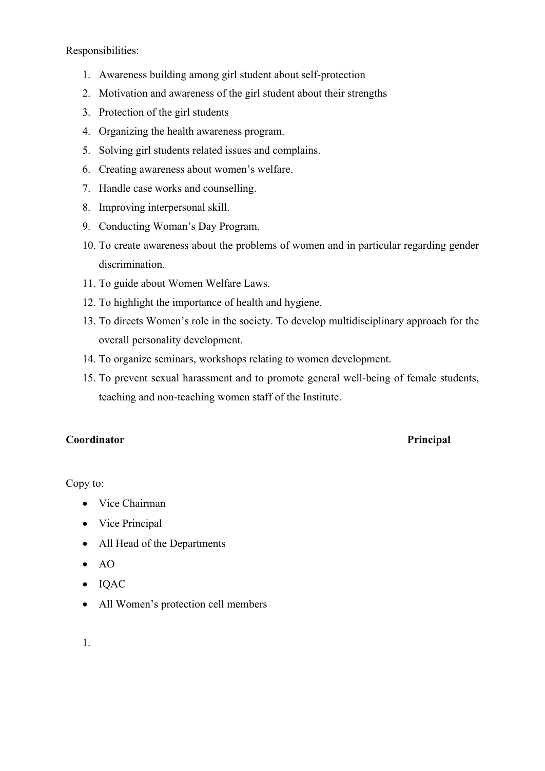Responsibilities:

1. Awareness building among girl student about self-protection
2. Motivation and awareness of the girl student about their strengths
3. Protection of the girl students
4. Organizing the health awareness program.
5. Solving girl students related issues and complains.
6. Creating awareness about women's welfare.
7. Handle case works and counselling.
8. Improving interpersonal skill.
9. Conducting Woman's Day Program.
10. To create awareness about the problems of women and in particular regarding gender discrimination.
11. To guide about Women Welfare Laws.
12. To highlight the importance of health and hygiene.
13. To directs Women's role in the society. To develop multidisciplinary approach for the overall personality development.
14. To organize seminars, workshops relating to women development.
15. To prevent sexual harassment and to promote general well-being of female students, teaching and non-teaching women staff of the Institute.

**Coordinator** **Principal**

Copy to:

- Vice Chairman
- Vice Principal
- All Head of the Departments
- AO
- IQAC
- All Women's protection cell members

1.